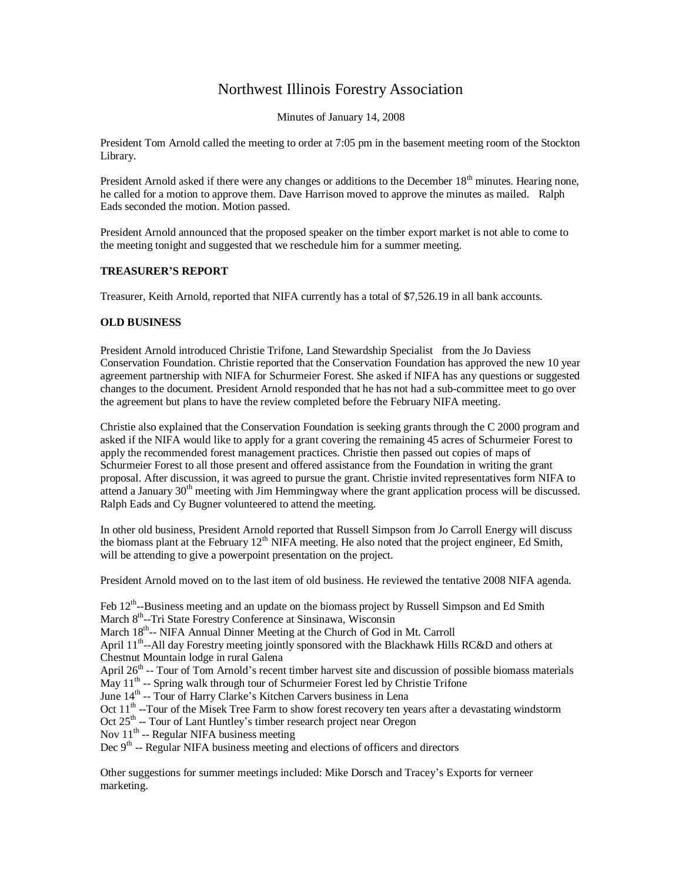# Northwest Illinois Forestry Association

Minutes of January 14, 2008

President Tom Arnold called the meeting to order at 7:05 pm in the basement meeting room of the Stockton Library.

President Arnold asked if there were any changes or additions to the December 18th minutes. Hearing none, he called for a motion to approve them. Dave Harrison moved to approve the minutes as mailed. Ralph Eads seconded the motion. Motion passed.

President Arnold announced that the proposed speaker on the timber export market is not able to come to the meeting tonight and suggested that we reschedule him for a summer meeting.

**TREASURER'S REPORT**

Treasurer, Keith Arnold, reported that NIFA currently has a total of $7,526.19 in all bank accounts.

**OLD BUSINESS**

President Arnold introduced Christie Trifone, Land Stewardship Specialist from the Jo Daviess Conservation Foundation. Christie reported that the Conservation Foundation has approved the new 10 year agreement partnership with NIFA for Schurmeier Forest. She asked if NIFA has any questions or suggested changes to the document. President Arnold responded that he has not had a sub-committee meet to go over the agreement but plans to have the review completed before the February NIFA meeting.

Christie also explained that the Conservation Foundation is seeking grants through the C 2000 program and asked if the NIFA would like to apply for a grant covering the remaining 45 acres of Schurmeier Forest to apply the recommended forest management practices. Christie then passed out copies of maps of Schurmeier Forest to all those present and offered assistance from the Foundation in writing the grant proposal. After discussion, it was agreed to pursue the grant. Christie invited representatives form NIFA to attend a January 30th meeting with Jim Hemmingway where the grant application process will be discussed. Ralph Eads and Cy Bugner volunteered to attend the meeting.

In other old business, President Arnold reported that Russell Simpson from Jo Carroll Energy will discuss the biomass plant at the February 12th NIFA meeting. He also noted that the project engineer, Ed Smith, will be attending to give a powerpoint presentation on the project.

President Arnold moved on to the last item of old business. He reviewed the tentative 2008 NIFA agenda.

Feb 12th--Business meeting and an update on the biomass project by Russell Simpson and Ed Smith
March 8th--Tri State Forestry Conference at Sinsinawa, Wisconsin
March 18th-- NIFA Annual Dinner Meeting at the Church of God in Mt. Carroll
April 11th--All day Forestry meeting jointly sponsored with the Blackhawk Hills RC&D and others at Chestnut Mountain lodge in rural Galena
April 26th -- Tour of Tom Arnold's recent timber harvest site and discussion of possible biomass materials
May 11th -- Spring walk through tour of Schurmeier Forest led by Christie Trifone
June 14th -- Tour of Harry Clarke's Kitchen Carvers business in Lena
Oct 11th --Tour of the Misek Tree Farm to show forest recovery ten years after a devastating windstorm
Oct 25th -- Tour of Lant Huntley's timber research project near Oregon
Nov 11th -- Regular NIFA business meeting
Dec 9th -- Regular NIFA business meeting and elections of officers and directors

Other suggestions for summer meetings included: Mike Dorsch and Tracey's Exports for verneer marketing.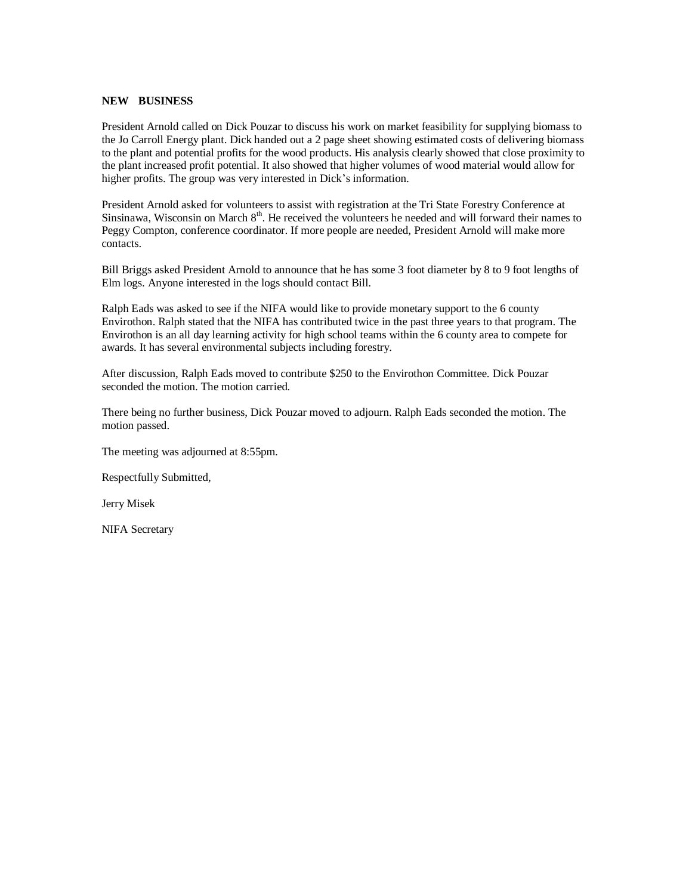**NEW BUSINESS**

President Arnold called on Dick Pouzar to discuss his work on market feasibility for supplying biomass to the Jo Carroll Energy plant. Dick handed out a 2 page sheet showing estimated costs of delivering biomass to the plant and potential profits for the wood products. His analysis clearly showed that close proximity to the plant increased profit potential. It also showed that higher volumes of wood material would allow for higher profits. The group was very interested in Dick's information.

President Arnold asked for volunteers to assist with registration at the Tri State Forestry Conference at Sinsinawa, Wisconsin on March 8th. He received the volunteers he needed and will forward their names to Peggy Compton, conference coordinator. If more people are needed, President Arnold will make more contacts.

Bill Briggs asked President Arnold to announce that he has some 3 foot diameter by 8 to 9 foot lengths of Elm logs. Anyone interested in the logs should contact Bill.

Ralph Eads was asked to see if the NIFA would like to provide monetary support to the 6 county Envirothon. Ralph stated that the NIFA has contributed twice in the past three years to that program. The Envirothon is an all day learning activity for high school teams within the 6 county area to compete for awards. It has several environmental subjects including forestry.

After discussion, Ralph Eads moved to contribute $250 to the Envirothon Committee. Dick Pouzar seconded the motion. The motion carried.

There being no further business, Dick Pouzar moved to adjourn. Ralph Eads seconded the motion. The motion passed.

The meeting was adjourned at 8:55pm.

Respectfully Submitted,

Jerry Misek

NIFA Secretary